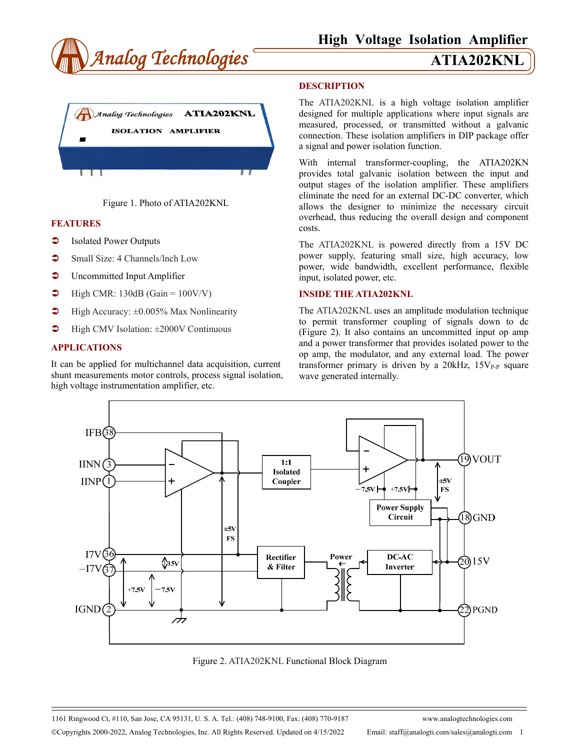# High Voltage Isolation Amplifier

# ATIA202KNL

Figure 1. Photo of ATIA202KNL

## FEATURES

- Isolated Power Outputs
- Small Size: 4 Channels/Inch Low
- Uncommitted Input Amplifier
- High CMR: 130dB (Gain = 100V/V)
- High Accuracy: ±0.005% Max Nonlinearity
- High CMV Isolation: ±2000V Continuous

## APPLICATIONS

It can be applied for multichannel data acquisition, current shunt measurements motor controls, process signal isolation, high voltage instrumentation amplifier, etc.

## DESCRIPTION

The ATIA202KNL is a high voltage isolation amplifier designed for multiple applications where input signals are measured, processed, or transmitted without a galvanic connection. These isolation amplifiers in DIP package offer a signal and power isolation function.

With internal transformer-coupling, the ATIA202KN provides total galvanic isolation between the input and output stages of the isolation amplifier. These amplifiers eliminate the need for an external DC-DC converter, which allows the designer to minimize the necessary circuit overhead, thus reducing the overall design and component costs.

The ATIA202KNL is powered directly from a 15V DC power supply, featuring small size, high accuracy, low power, wide bandwidth, excellent performance, flexible input, isolated power, etc.

## INSIDE THE ATIA202KNL

The ATIA202KNL uses an amplitude modulation technique to permit transformer coupling of signals down to dc (Figure 2). It also contains an uncommitted input op amp and a power transformer that provides isolated power to the op amp, the modulator, and any external load. The power transformer primary is driven by a 20kHz, $15V_{P-P}$ square wave generated internally.

Figure 2. ATIA202KNL Functional Block Diagram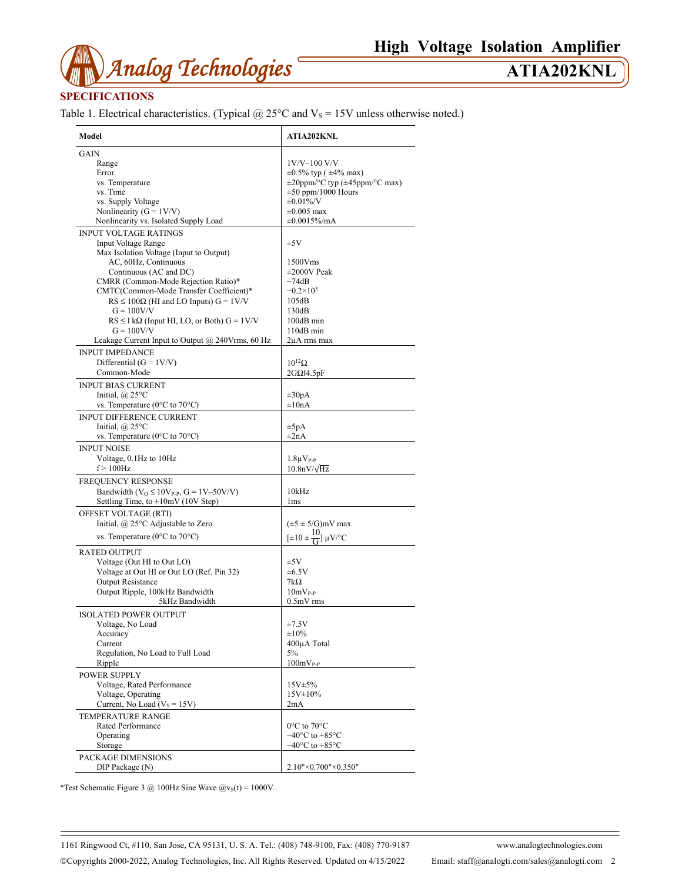## SPECIFICATIONS

Table 1. Electrical characteristics. (Typical @ 25°C and $V_S$ = 15V unless otherwise noted.)

| Model | ATIA202KNL |
|---|---|
| **GAIN** | |
| Range | 1V/V–100 V/V |
| Error | ±0.5% typ ( ±4% max) |
| vs. Temperature | ±20ppm/°C typ (±45ppm/°C max) |
| vs. Time | ±50 ppm/1000 Hours |
| vs. Supply Voltage | ±0.01%/V |
| Nonlinearity (G = 1V/V) | ±0.005 max |
| Nonlinearity vs. Isolated Supply Load | ±0.0015%/mA |
| **INPUT VOLTAGE RATINGS** | |
| Input Voltage Range | ±5V |
| Max Isolation Voltage (Input to Output) | |
| AC, 60Hz, Continuous | 1500Vms |
| Continuous (AC and DC) | ±2000V Peak |
| CMRR (Common-Mode Rejection Ratio)* | −74dB |
| CMTC(Common-Mode Transfer Coefficient)* | $-0.2\times10^{3}$ |
| RS ≤ 100Ω (HI and LO Inputs) G = 1V/V | 105dB |
| G = 100V/V | 130dB |
| RS ≤ l kΩ (Input HI, LO, or Both) G = 1V/V | 100dB min |
| G = 100V/V | 110dB min |
| Leakage Current Input to Output @ 240Vrms, 60 Hz | 2μA rms max |
| **INPUT IMPEDANCE** | |
| Differential (G = 1V/V) | $10^{12}\Omega$ |
| Common-Mode | 2GΩ\|4.5pF |
| **INPUT BIAS CURRENT** | |
| Initial, @ 25°C | ±30pA |
| vs. Temperature (0°C to 70°C) | ±10nA |
| **INPUT DIFFERENCE CURRENT** | |
| Initial, @ 25°C | ±5pA |
| vs. Temperature (0°C to 70°C) | ±2nA |
| **INPUT NOISE** | |
| Voltage, 0.1Hz to 10Hz | $1.8\mu V_{P-P}$ |
| f > 100Hz | $10.8nV/\sqrt{Hz}$ |
| **FREQUENCY RESPONSE** | |
| Bandwidth ($V_O \le 10V_{P-P}$, G = 1V–50V/V) | 10kHz |
| Settling Time, to ±10mV (10V Step) | 1ms |
| **OFFSET VOLTAGE (RTI)** | |
| Initial, @ 25°C Adjustable to Zero | (±5 ± 5/G)mV max |
| vs. Temperature (0°C to 70°C) | $[\pm10 \pm \frac{10}{G}]$ μV/°C |
| **RATED OUTPUT** | |
| Voltage (Out HI to Out LO) | ±5V |
| Voltage at Out HI or Out LO (Ref. Pin 32) | ±6.5V |
| Output Resistance | 7kΩ |
| Output Ripple, 100kHz Bandwidth | $10mV_{P-P}$ |
| 5kHz Bandwidth | 0.5mV rms |
| **ISOLATED POWER OUTPUT** | |
| Voltage, No Load | ±7.5V |
| Accuracy | ±10% |
| Current | 400μA Total |
| Regulation, No Load to Full Load | 5% |
| Ripple | $100mV_{P-P}$ |
| **POWER SUPPLY** | |
| Voltage, Rated Performance | 15V±5% |
| Voltage, Operating | 15V±10% |
| Current, No Load ($V_S$ = 15V) | 2mA |
| **TEMPERATURE RANGE** | |
| Rated Performance | 0°C to 70°C |
| Operating | −40°C to +85°C |
| Storage | −40°C to +85°C |
| **PACKAGE DIMENSIONS** | |
| DIP Package (N) | 2.10"×0.700"×0.350" |

*Test Schematic Figure 3 @ 100Hz Sine Wave @$v_S(t)$ = 1000V.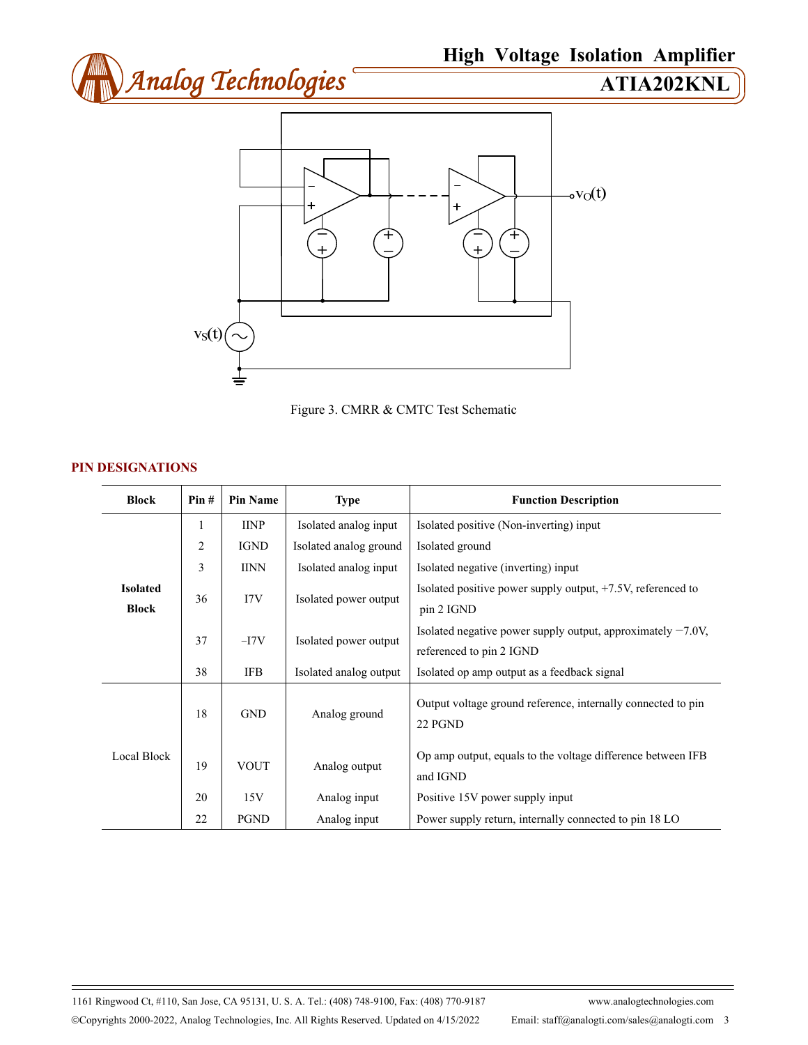Figure 3. CMRR & CMTC Test Schematic

## PIN DESIGNATIONS

| Block | Pin # | Pin Name | Type | Function Description |
|---|---|---|---|---|
| Isolated Block | 1 | IINP | Isolated analog input | Isolated positive (Non-inverting) input |
| | 2 | IGND | Isolated analog ground | Isolated ground |
| | 3 | IINN | Isolated analog input | Isolated negative (inverting) input |
| | 36 | I7V | Isolated power output | Isolated positive power supply output, +7.5V, referenced to pin 2 IGND |
| | 37 | –I7V | Isolated power output | Isolated negative power supply output, approximately −7.0V, referenced to pin 2 IGND |
| | 38 | IFB | Isolated analog output | Isolated op amp output as a feedback signal |
| Local Block | 18 | GND | Analog ground | Output voltage ground reference, internally connected to pin 22 PGND |
| | 19 | VOUT | Analog output | Op amp output, equals to the voltage difference between IFB and IGND |
| | 20 | 15V | Analog input | Positive 15V power supply input |
| | 22 | PGND | Analog input | Power supply return, internally connected to pin 18 LO |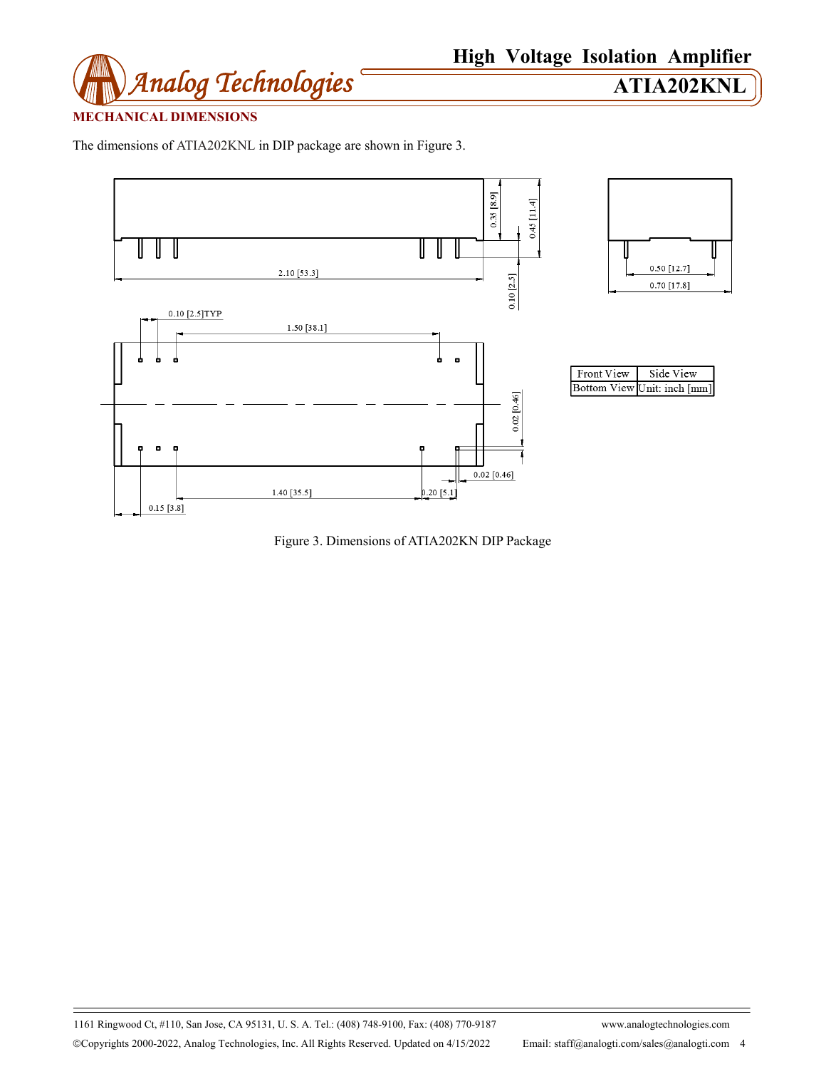## MECHANICAL DIMENSIONS

The dimensions of ATIA202KNL in DIP package are shown in Figure 3.

Figure 3. Dimensions of ATIA202KN DIP Package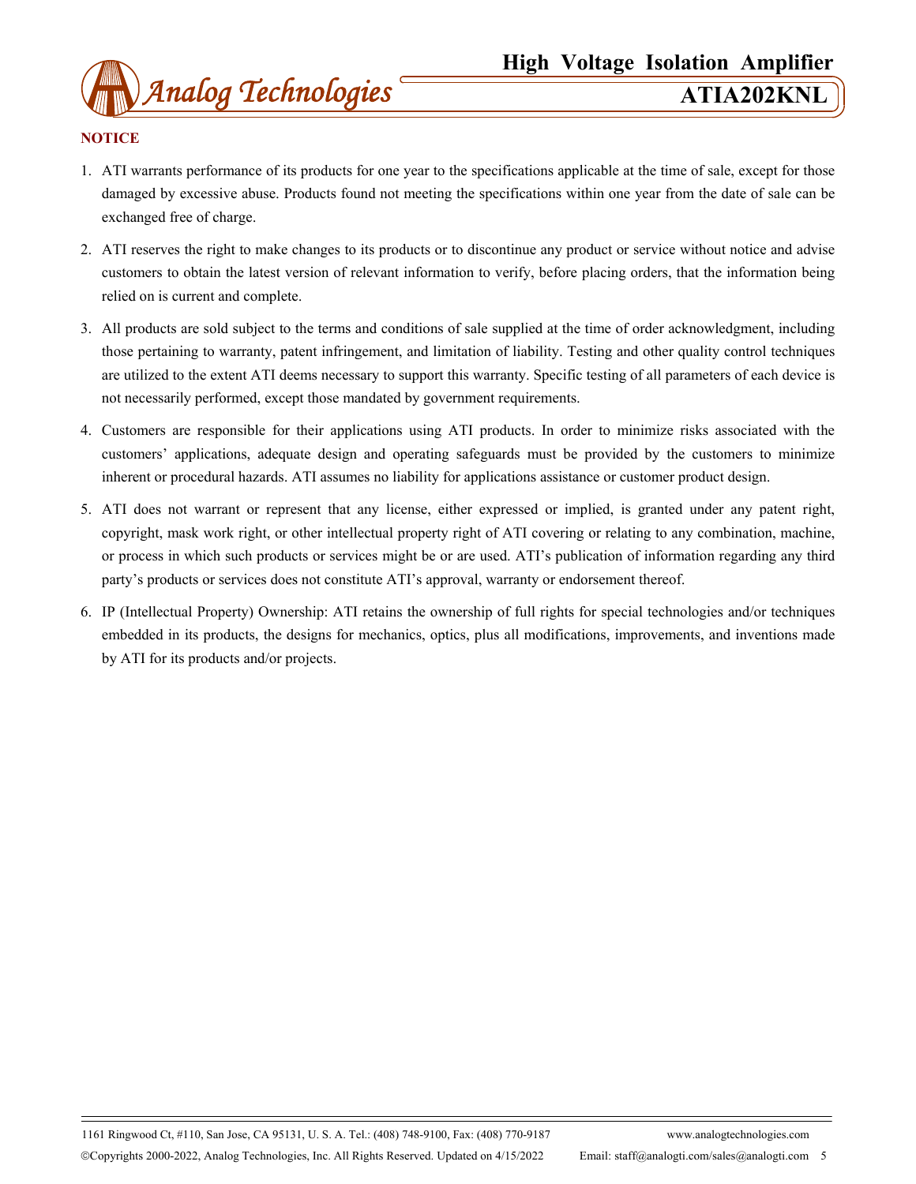## NOTICE

1. ATI warrants performance of its products for one year to the specifications applicable at the time of sale, except for those damaged by excessive abuse. Products found not meeting the specifications within one year from the date of sale can be exchanged free of charge.
2. ATI reserves the right to make changes to its products or to discontinue any product or service without notice and advise customers to obtain the latest version of relevant information to verify, before placing orders, that the information being relied on is current and complete.
3. All products are sold subject to the terms and conditions of sale supplied at the time of order acknowledgment, including those pertaining to warranty, patent infringement, and limitation of liability. Testing and other quality control techniques are utilized to the extent ATI deems necessary to support this warranty. Specific testing of all parameters of each device is not necessarily performed, except those mandated by government requirements.
4. Customers are responsible for their applications using ATI products. In order to minimize risks associated with the customers' applications, adequate design and operating safeguards must be provided by the customers to minimize inherent or procedural hazards. ATI assumes no liability for applications assistance or customer product design.
5. ATI does not warrant or represent that any license, either expressed or implied, is granted under any patent right, copyright, mask work right, or other intellectual property right of ATI covering or relating to any combination, machine, or process in which such products or services might be or are used. ATI's publication of information regarding any third party's products or services does not constitute ATI's approval, warranty or endorsement thereof.
6. IP (Intellectual Property) Ownership: ATI retains the ownership of full rights for special technologies and/or techniques embedded in its products, the designs for mechanics, optics, plus all modifications, improvements, and inventions made by ATI for its products and/or projects.